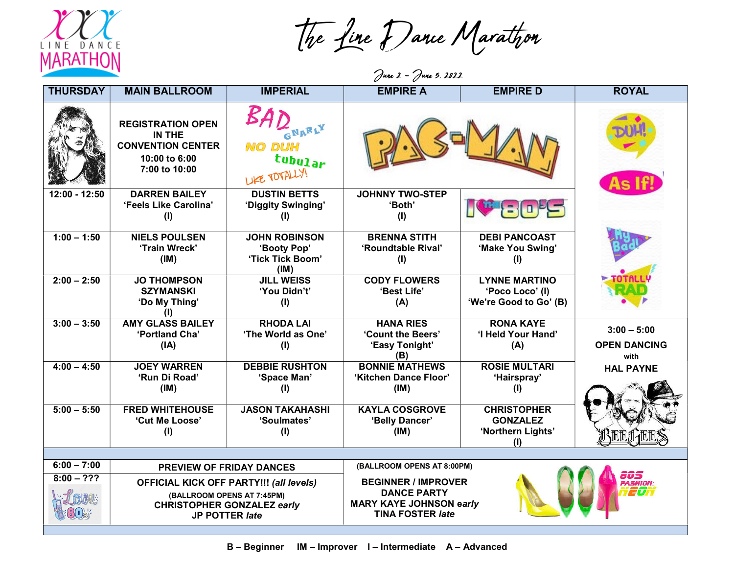# The Line Dance Marathon

June 2 – June 5, 2022

| THURSDAY | MAIN BALLROOM | IMPERIAL | EMPIRE A | EMPIRE D | ROYAL |
|---|---|---|---|---|---|
| | REGISTRATION OPEN IN THE CONVENTION CENTER 10:00 to 6:00 7:00 to 10:00 | | | | |
| 12:00 - 12:50 | DARREN BAILEY 'Feels Like Carolina' (I) | DUSTIN BETTS 'Diggity Swinging' (I) | JOHNNY TWO-STEP 'Both' (I) | | |
| 1:00 – 1:50 | NIELS POULSEN 'Train Wreck' (IM) | JOHN ROBINSON 'Booty Pop' 'Tick Tick Boom' (IM) | BRENNA STITH 'Roundtable Rival' (I) | DEBI PANCOAST 'Make You Swing' (I) | |
| 2:00 – 2:50 | JO THOMPSON SZYMANSKI 'Do My Thing' (I) | JILL WEISS 'You Didn't' (I) | CODY FLOWERS 'Best Life' (A) | LYNNE MARTINO 'Poco Loco' (I) 'We're Good to Go' (B) | |
| 3:00 – 3:50 | AMY GLASS BAILEY 'Portland Cha' (IA) | RHODA LAI 'The World as One' (I) | HANA RIES 'Count the Beers' 'Easy Tonight' (B) | RONA KAYE 'I Held Your Hand' (A) | 3:00 – 5:00 OPEN DANCING with HAL PAYNE |
| 4:00 – 4:50 | JOEY WARREN 'Run Di Road' (IM) | DEBBIE RUSHTON 'Space Man' (I) | BONNIE MATHEWS 'Kitchen Dance Floor' (IM) | ROSIE MULTARI 'Hairspray' (I) | |
| 5:00 – 5:50 | FRED WHITEHOUSE 'Cut Me Loose' (I) | JASON TAKAHASHI 'Soulmates' (I) | KAYLA COSGROVE 'Belly Dancer' (IM) | CHRISTOPHER GONZALEZ 'Northern Lights' (I) | |
| 6:00 – 7:00 | PREVIEW OF FRIDAY DANCES | | (BALLROOM OPENS AT 8:00PM) | | |
| 8:00 – ??? | OFFICIAL KICK OFF PARTY!!! *(all levels)* (BALLROOM OPENS AT 7:45PM) CHRISTOPHER GONZALEZ *early* JP POTTER *late* | | BEGINNER / IMPROVER DANCE PARTY MARY KAYE JOHNSON *early* TINA FOSTER *late* | | |

B – Beginner IM – Improver I – Intermediate A – Advanced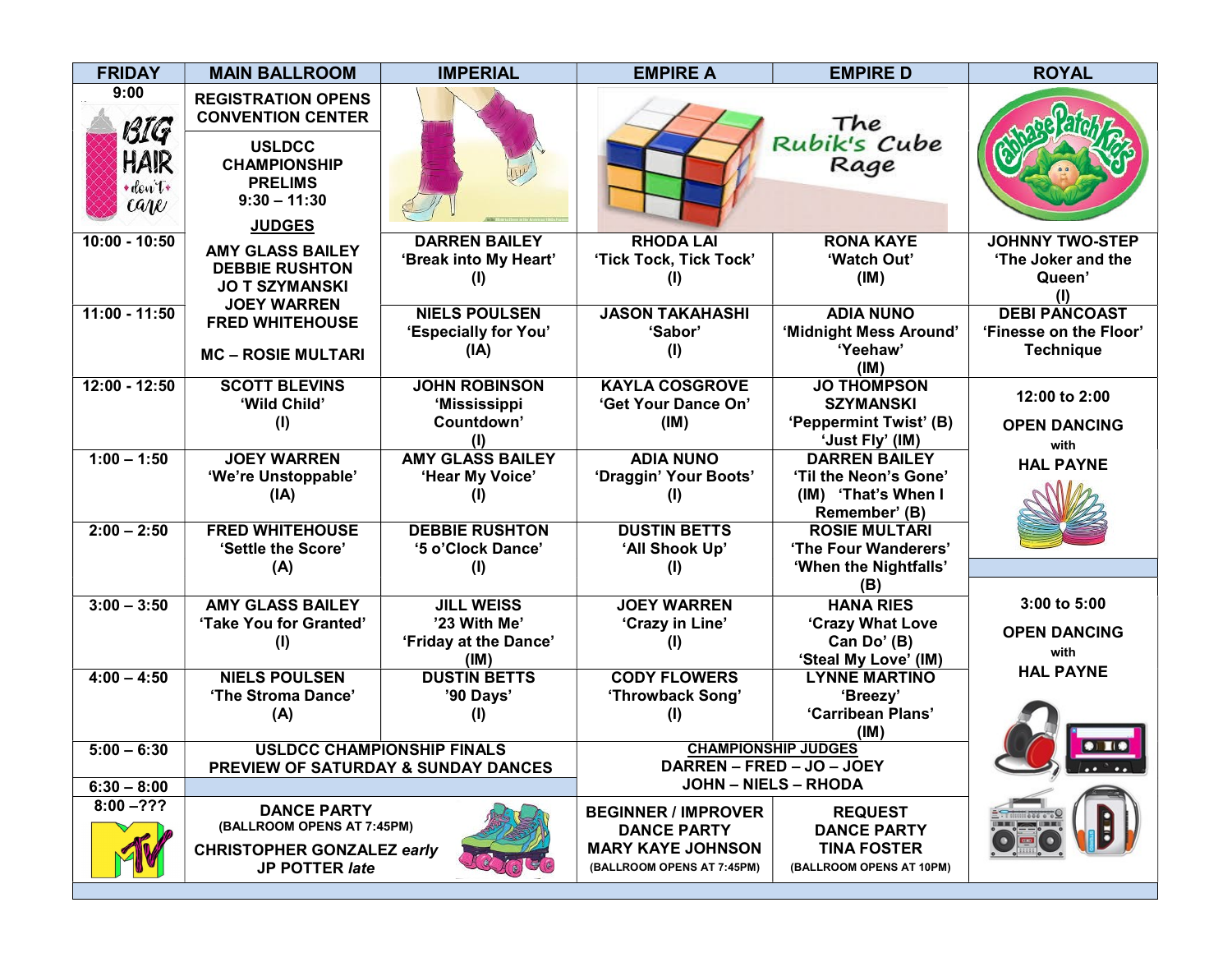| FRIDAY | MAIN BALLROOM | IMPERIAL | EMPIRE A | EMPIRE D | ROYAL |
|---|---|---|---|---|---|
| 9:00 | REGISTRATION OPENS CONVENTION CENTER<br><br>USLDCC CHAMPIONSHIP PRELIMS 9:30 – 11:30<br><br>JUDGES<br>AMY GLASS BAILEY<br>DEBBIE RUSHTON<br>JO T SZYMANSKI<br>JOEY WARREN<br>FRED WHITEHOUSE<br><br>MC – ROSIE MULTARI | | The Rubik's Cube Rage | | |
| 10:00 - 10:50 | | DARREN BAILEY 'Break into My Heart' (I) | RHODA LAI 'Tick Tock, Tick Tock' (I) | RONA KAYE 'Watch Out' (IM) | JOHNNY TWO-STEP 'The Joker and the Queen' (I) |
| 11:00 - 11:50 | | NIELS POULSEN 'Especially for You' (IA) | JASON TAKAHASHI 'Sabor' (I) | ADIA NUNO 'Midnight Mess Around' 'Yeehaw' (IM) | DEBI PANCOAST 'Finesse on the Floor' Technique |
| 12:00 - 12:50 | SCOTT BLEVINS 'Wild Child' (I) | JOHN ROBINSON 'Mississippi Countdown' (I) | KAYLA COSGROVE 'Get Your Dance On' (IM) | JO THOMPSON SZYMANSKI 'Peppermint Twist' (B) 'Just Fly' (IM) | 12:00 to 2:00 OPEN DANCING with HAL PAYNE |
| 1:00 – 1:50 | JOEY WARREN 'We're Unstoppable' (IA) | AMY GLASS BAILEY 'Hear My Voice' (I) | ADIA NUNO 'Draggin' Your Boots' (I) | DARREN BAILEY 'Til the Neon's Gone' (IM) 'That's When I Remember' (B) | |
| 2:00 – 2:50 | FRED WHITEHOUSE 'Settle the Score' (A) | DEBBIE RUSHTON '5 o'Clock Dance' (I) | DUSTIN BETTS 'All Shook Up' (I) | ROSIE MULTARI 'The Four Wanderers' 'When the Nightfalls' (B) | |
| 3:00 – 3:50 | AMY GLASS BAILEY 'Take You for Granted' (I) | JILL WEISS '23 With Me' 'Friday at the Dance' (IM) | JOEY WARREN 'Crazy in Line' (I) | HANA RIES 'Crazy What Love Can Do' (B) 'Steal My Love' (IM) | 3:00 to 5:00 OPEN DANCING with HAL PAYNE |
| 4:00 – 4:50 | NIELS POULSEN 'The Stroma Dance' (A) | DUSTIN BETTS '90 Days' (I) | CODY FLOWERS 'Throwback Song' (I) | LYNNE MARTINO 'Breezy' 'Carribean Plans' (IM) | |
| 5:00 – 6:30 | USLDCC CHAMPIONSHIP FINALS PREVIEW OF SATURDAY & SUNDAY DANCES | | CHAMPIONSHIP JUDGES DARREN – FRED – JO – JOEY JOHN – NIELS – RHODA | | |
| 6:30 – 8:00 | | | | | |
| 8:00 –??? | DANCE PARTY (BALLROOM OPENS AT 7:45PM) CHRISTOPHER GONZALEZ *early* JP POTTER *late* | | BEGINNER / IMPROVER DANCE PARTY MARY KAYE JOHNSON (BALLROOM OPENS AT 7:45PM) | REQUEST DANCE PARTY TINA FOSTER (BALLROOM OPENS AT 10PM) | |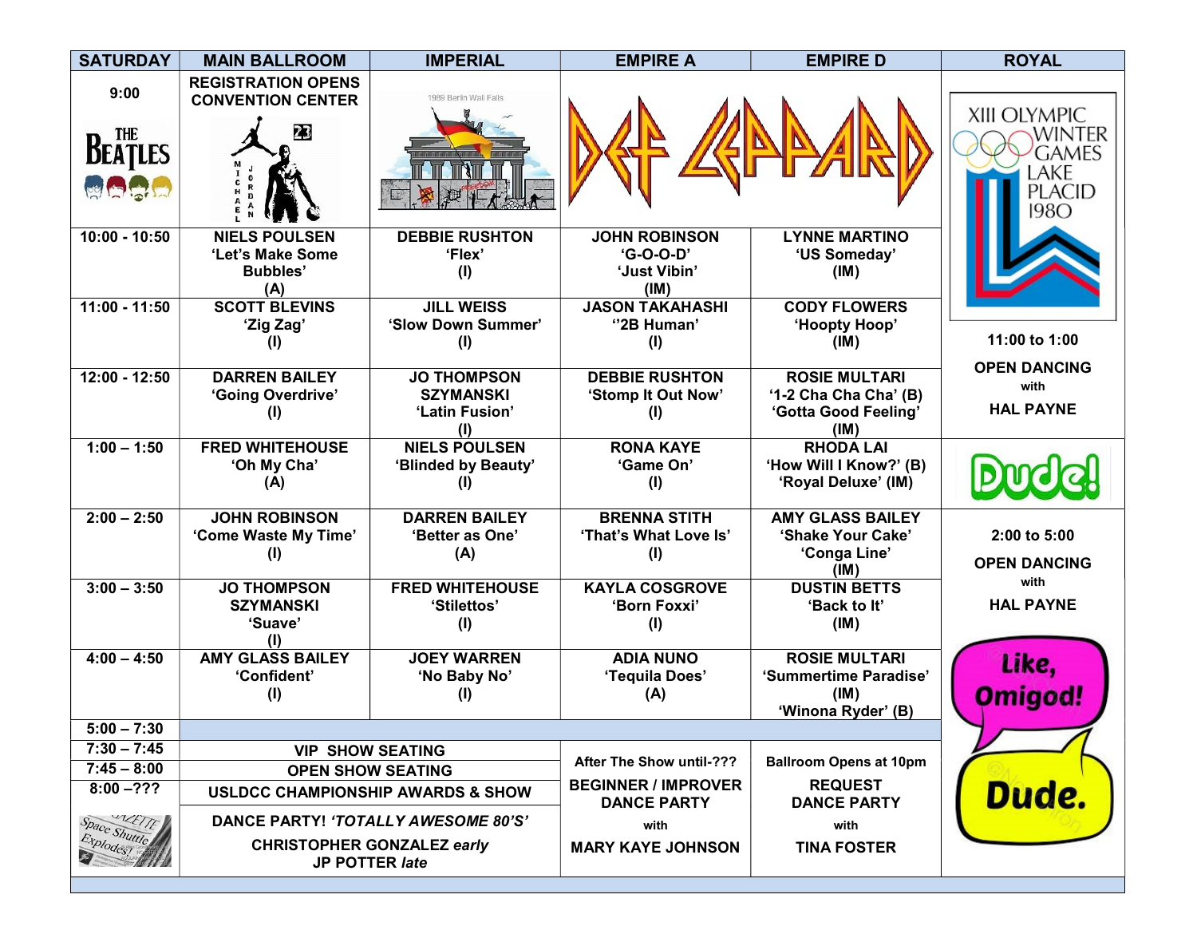| SATURDAY | MAIN BALLROOM | IMPERIAL | EMPIRE A | EMPIRE D | ROYAL |
|---|---|---|---|---|---|
| 9:00 | REGISTRATION OPENS CONVENTION CENTER | | | | |
| 10:00 - 10:50 | NIELS POULSEN 'Let's Make Some Bubbles' (A) | DEBBIE RUSHTON 'Flex' (I) | JOHN ROBINSON 'G-O-O-D' 'Just Vibin' (IM) | LYNNE MARTINO 'US Someday' (IM) | |
| 11:00 - 11:50 | SCOTT BLEVINS 'Zig Zag' (I) | JILL WEISS 'Slow Down Summer' (I) | JASON TAKAHASHI ''2B Human' (I) | CODY FLOWERS 'Hoopty Hoop' (IM) | 11:00 to 1:00 OPEN DANCING with HAL PAYNE |
| 12:00 - 12:50 | DARREN BAILEY 'Going Overdrive' (I) | JO THOMPSON SZYMANSKI 'Latin Fusion' (I) | DEBBIE RUSHTON 'Stomp It Out Now' (I) | ROSIE MULTARI '1-2 Cha Cha Cha' (B) 'Gotta Good Feeling' (IM) | |
| 1:00 – 1:50 | FRED WHITEHOUSE 'Oh My Cha' (A) | NIELS POULSEN 'Blinded by Beauty' (I) | RONA KAYE 'Game On' (I) | RHODA LAI 'How Will I Know?' (B) 'Royal Deluxe' (IM) | |
| 2:00 – 2:50 | JOHN ROBINSON 'Come Waste My Time' (I) | DARREN BAILEY 'Better as One' (A) | BRENNA STITH 'That's What Love Is' (I) | AMY GLASS BAILEY 'Shake Your Cake' 'Conga Line' (IM) | 2:00 to 5:00 OPEN DANCING with HAL PAYNE |
| 3:00 – 3:50 | JO THOMPSON SZYMANSKI 'Suave' (I) | FRED WHITEHOUSE 'Stilettos' (I) | KAYLA COSGROVE 'Born Foxxi' (I) | DUSTIN BETTS 'Back to It' (IM) | |
| 4:00 – 4:50 | AMY GLASS BAILEY 'Confident' (I) | JOEY WARREN 'No Baby No' (I) | ADIA NUNO 'Tequila Does' (A) | ROSIE MULTARI 'Summertime Paradise' (IM) 'Winona Ryder' (B) | |
| 5:00 – 7:30 | | | | | |
| 7:30 – 7:45 | VIP SHOW SEATING | | After The Show until-??? BEGINNER / IMPROVER DANCE PARTY with MARY KAYE JOHNSON | Ballroom Opens at 10pm REQUEST DANCE PARTY with TINA FOSTER | |
| 7:45 – 8:00 | OPEN SHOW SEATING | | | | |
| 8:00 –??? | USLDCC CHAMPIONSHIP AWARDS & SHOW | | | | |
| | DANCE PARTY! *'TOTALLY AWESOME 80'S'* CHRISTOPHER GONZALEZ *early* JP POTTER *late* | | | | |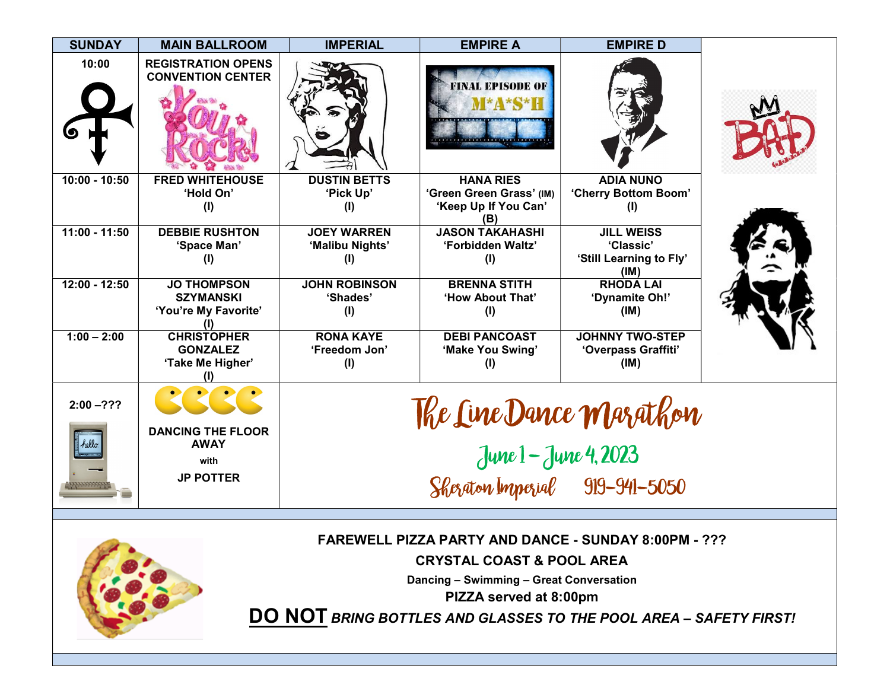| SUNDAY | MAIN BALLROOM | IMPERIAL | EMPIRE A | EMPIRE D |
|---|---|---|---|---|
| 10:00 | REGISTRATION OPENS CONVENTION CENTER | | | |
| 10:00 - 10:50 | FRED WHITEHOUSE 'Hold On' (I) | DUSTIN BETTS 'Pick Up' (I) | HANA RIES 'Green Green Grass' (IM) 'Keep Up If You Can' (B) | ADIA NUNO 'Cherry Bottom Boom' (I) |
| 11:00 - 11:50 | DEBBIE RUSHTON 'Space Man' (I) | JOEY WARREN 'Malibu Nights' (I) | JASON TAKAHASHI 'Forbidden Waltz' (I) | JILL WEISS 'Classic' 'Still Learning to Fly' (IM) |
| 12:00 - 12:50 | JO THOMPSON SZYMANSKI 'You're My Favorite' (I) | JOHN ROBINSON 'Shades' (I) | BRENNA STITH 'How About That' (I) | RHODA LAI 'Dynamite Oh!' (IM) |
| 1:00 – 2:00 | CHRISTOPHER GONZALEZ 'Take Me Higher' (I) | RONA KAYE 'Freedom Jon' (I) | DEBI PANCOAST 'Make You Swing' (I) | JOHNNY TWO-STEP 'Overpass Graffiti' (IM) |
| 2:00 –??? | DANCING THE FLOOR AWAY with JP POTTER | | | |

**The Line Dance Marathon**

June 1 – June 4, 2023

Sheraton Imperial 919-941-5050

**FAREWELL PIZZA PARTY AND DANCE - SUNDAY 8:00PM - ???**

**CRYSTAL COAST & POOL AREA**

**Dancing – Swimming – Great Conversation**

**PIZZA served at 8:00pm**

**DO NOT** ***BRING BOTTLES AND GLASSES TO THE POOL AREA – SAFETY FIRST!***